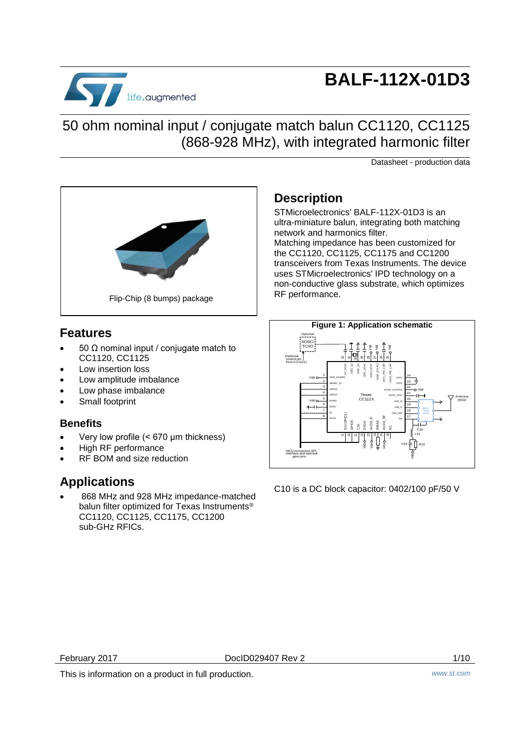# BALF-112X-01D3

## 50 ohm nominal input / conjugate match balun CC1120, CC1125 (868-928 MHz), with integrated harmonic filter

Datasheet - production data

Flip-Chip (8 bumps) package

## Features

- 50 Ω nominal input / conjugate match to CC1120, CC1125
- Low insertion loss
- Low amplitude imbalance
- Low phase imbalance
- Small footprint

## Benefits

- Very low profile (< 670 µm thickness)
- High RF performance
- RF BOM and size reduction

## Applications

- 868 MHz and 928 MHz impedance-matched balun filter optimized for Texas Instruments® CC1120, CC1125, CC1175, CC1200 sub-GHz RFICs.

## Description

STMicroelectronics' BALF-112X-01D3 is an ultra-miniature balun, integrating both matching network and harmonics filter.

Matching impedance has been customized for the CC1120, CC1125, CC1175 and CC1200 transceivers from Texas Instruments. The device uses STMicroelectronics' IPD technology on a non-conductive glass substrate, which optimizes RF performance.

**Figure 1: Application schematic**

C10 is a DC block capacitor: 0402/100 pF/50 V

February 2017 DocID029407 Rev 2

This is information on a product in full production.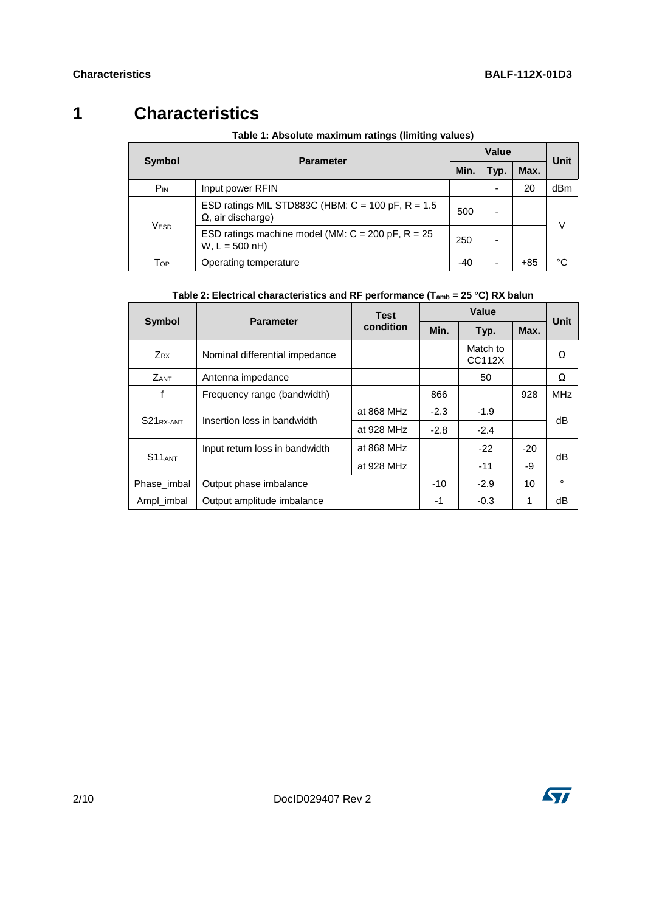# 1 Characteristics

**Table 1: Absolute maximum ratings (limiting values)**

| Symbol | Parameter | Value | | | Unit |
|---|---|---|---|---|---|
| | | Min. | Typ. | Max. | |
| $P_{IN}$ | Input power RFIN | | - | 20 | dBm |
| $V_{ESD}$ | ESD ratings MIL STD883C (HBM: C = 100 pF, R = 1.5 Ω, air discharge) | 500 | - | | V |
| | ESD ratings machine model (MM: C = 200 pF, R = 25 W, L = 500 nH) | 250 | - | | |
| $T_{OP}$ | Operating temperature | -40 | - | +85 | °C |

**Table 2: Electrical characteristics and RF performance ($T_{amb}$ = 25 °C) RX balun**

| Symbol | Parameter | Test condition | Value | | | Unit |
|---|---|---|---|---|---|---|
| | | | Min. | Typ. | Max. | |
| $Z_{RX}$ | Nominal differential impedance | | | Match to CC112X | | Ω |
| $Z_{ANT}$ | Antenna impedance | | | 50 | | Ω |
| f | Frequency range (bandwidth) | | 866 | | 928 | MHz |
| $S21_{RX\text{-}ANT}$ | Insertion loss in bandwidth | at 868 MHz | -2.3 | -1.9 | | dB |
| | | at 928 MHz | -2.8 | -2.4 | | |
| $S11_{ANT}$ | Input return loss in bandwidth | at 868 MHz | | -22 | -20 | dB |
| | | at 928 MHz | | -11 | -9 | |
| Phase_imbal | Output phase imbalance | | -10 | -2.9 | 10 | ° |
| Ampl_imbal | Output amplitude imbalance | | -1 | -0.3 | 1 | dB |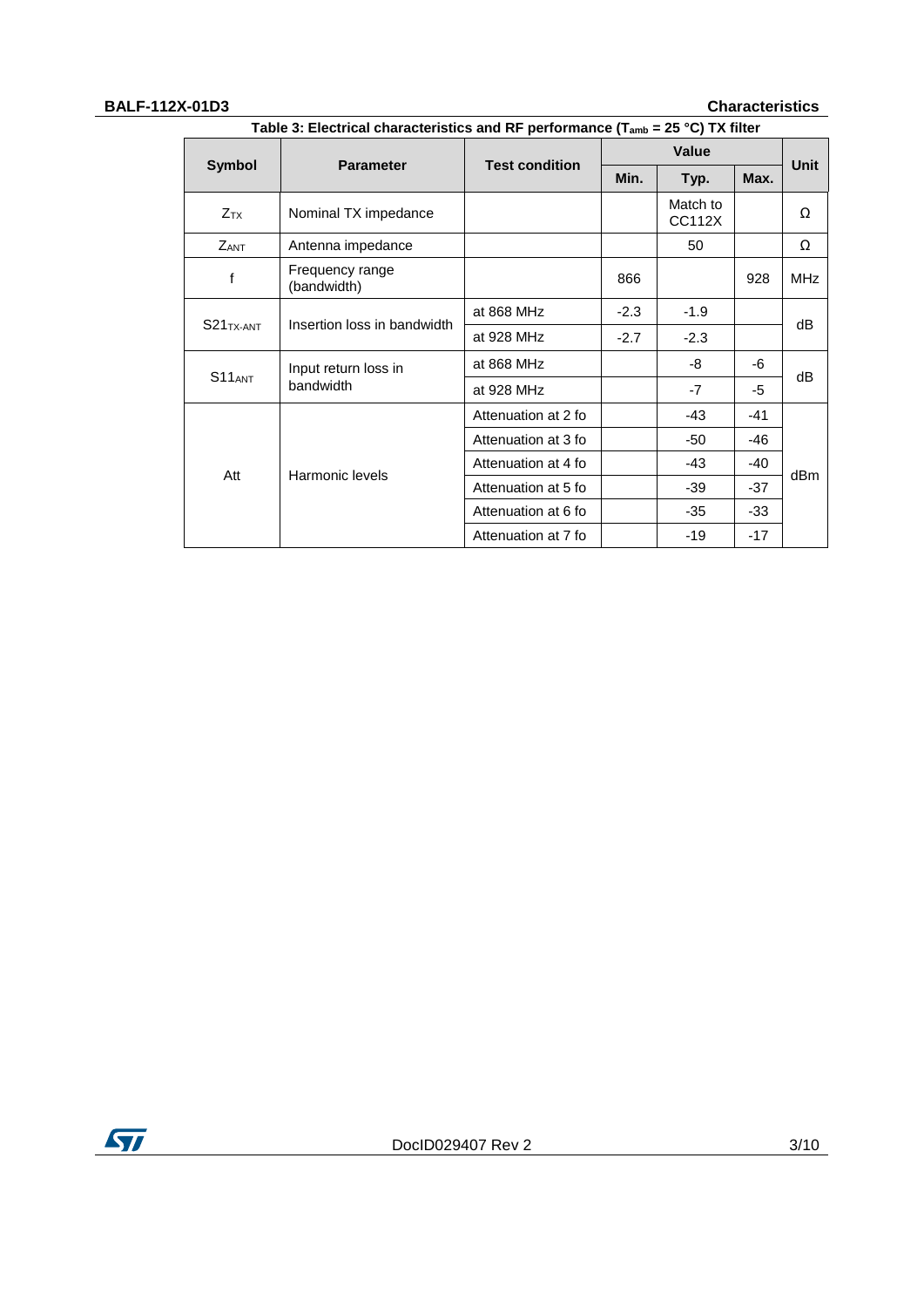Table 3: Electrical characteristics and RF performance ($T_{amb}$ = 25 °C) TX filter

| Symbol | Parameter | Test condition | Value | | | Unit |
|---|---|---|---|---|---|---|
| | | | Min. | Typ. | Max. | |
| $Z_{TX}$ | Nominal TX impedance | | | Match to CC112X | | Ω |
| $Z_{ANT}$ | Antenna impedance | | | 50 | | Ω |
| f | Frequency range (bandwidth) | | 866 | | 928 | MHz |
| $S21_{TX-ANT}$ | Insertion loss in bandwidth | at 868 MHz | -2.3 | -1.9 | | dB |
| | | at 928 MHz | -2.7 | -2.3 | | |
| $S11_{ANT}$ | Input return loss in bandwidth | at 868 MHz | | -8 | -6 | dB |
| | | at 928 MHz | | -7 | -5 | |
| Att | Harmonic levels | Attenuation at 2 fo | | -43 | -41 | dBm |
| | | Attenuation at 3 fo | | -50 | -46 | |
| | | Attenuation at 4 fo | | -43 | -40 | |
| | | Attenuation at 5 fo | | -39 | -37 | |
| | | Attenuation at 6 fo | | -35 | -33 | |
| | | Attenuation at 7 fo | | -19 | -17 | |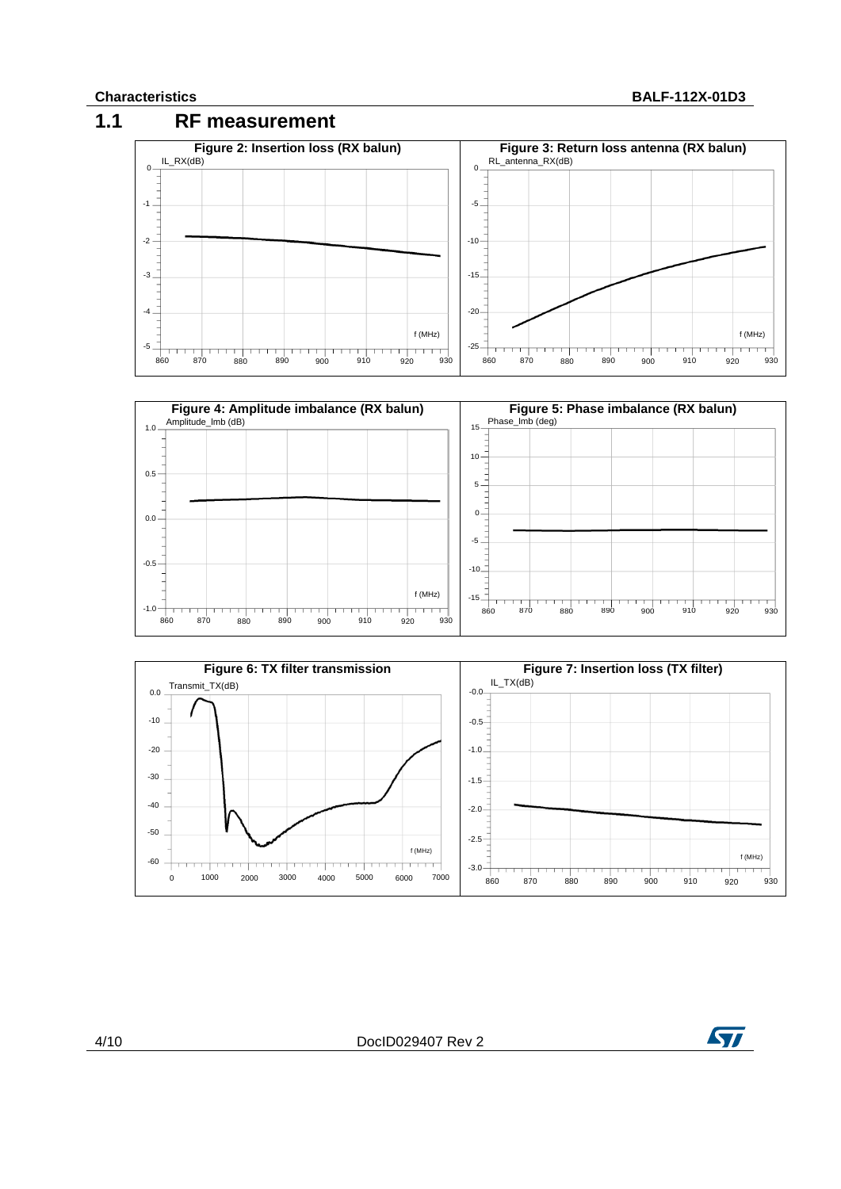## 1.1 RF measurement

**Figure 2: Insertion loss (RX balun)**

**Figure 3: Return loss antenna (RX balun)**

**Figure 4: Amplitude imbalance (RX balun)**

**Figure 5: Phase imbalance (RX balun)**

**Figure 6: TX filter transmission**

**Figure 7: Insertion loss (TX filter)**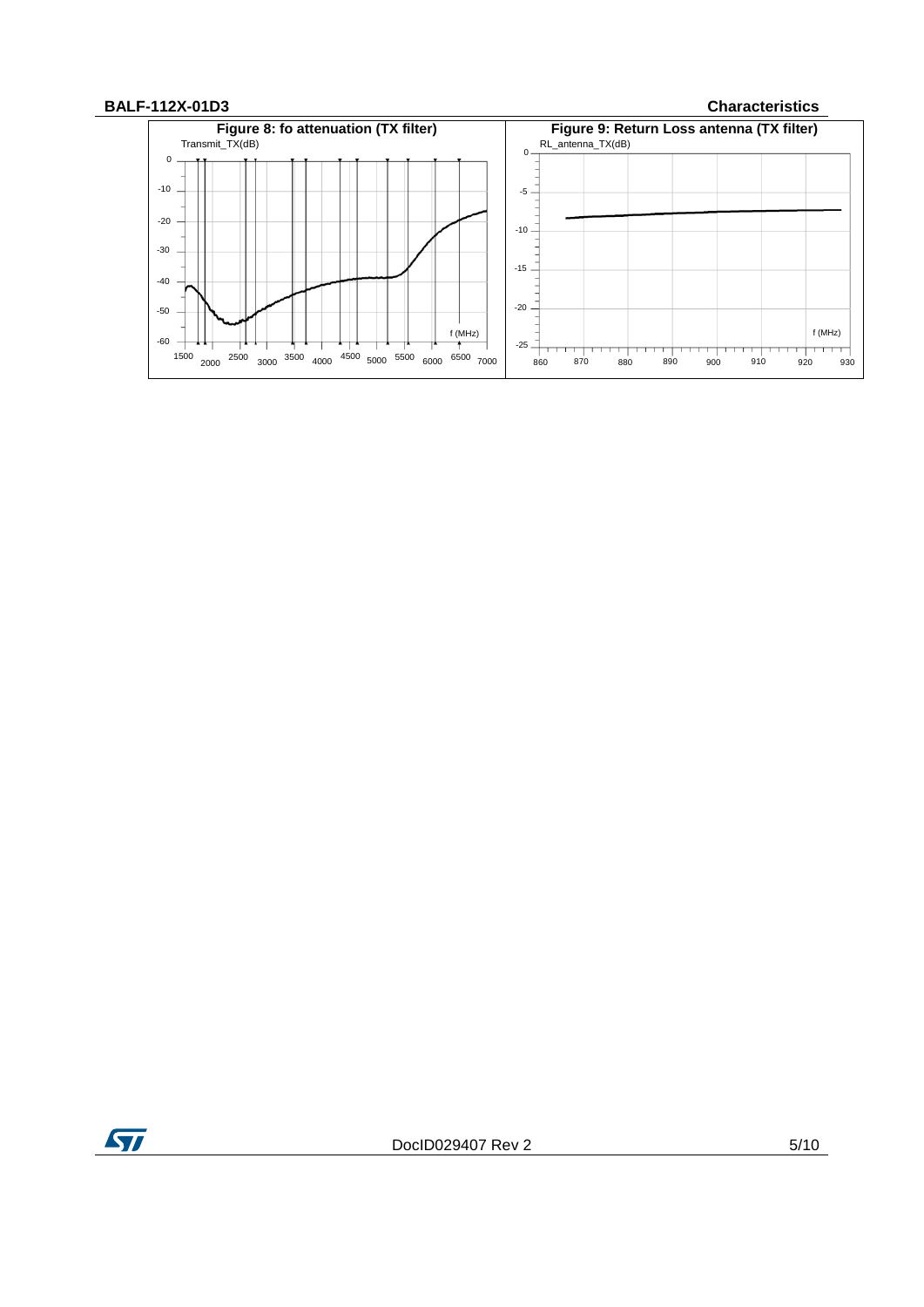**Figure 8: fo attenuation (TX filter)**

**Figure 9: Return Loss antenna (TX filter)**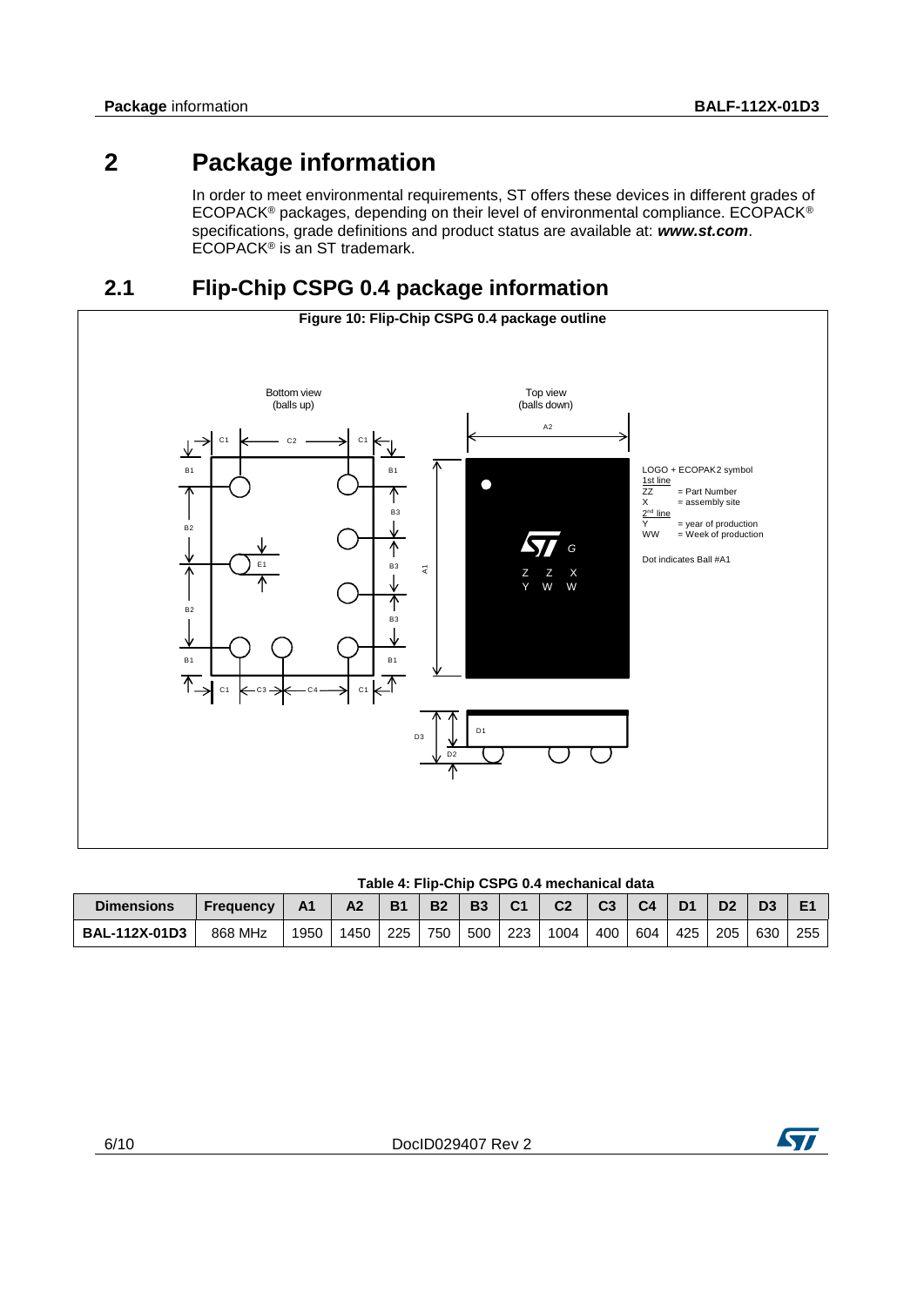# 2 Package information

In order to meet environmental requirements, ST offers these devices in different grades of ECOPACK® packages, depending on their level of environmental compliance. ECOPACK® specifications, grade definitions and product status are available at: ***www.st.com***. ECOPACK® is an ST trademark.

## 2.1 Flip-Chip CSPG 0.4 package information

**Figure 10: Flip-Chip CSPG 0.4 package outline**

Bottom view (balls up)

Top view (balls down)

LOGO + ECOPAK2 symbol
1st line
ZZ = Part Number
X = assembly site
2nd line
Y = year of production
WW = Week of production

Dot indicates Ball #A1

**Table 4: Flip-Chip CSPG 0.4 mechanical data**

| Dimensions | Frequency | A1 | A2 | B1 | B2 | B3 | C1 | C2 | C3 | C4 | D1 | D2 | D3 | E1 |
|---|---|---|---|---|---|---|---|---|---|---|---|---|---|---|
| BAL-112X-01D3 | 868 MHz | 1950 | 1450 | 225 | 750 | 500 | 223 | 1004 | 400 | 604 | 425 | 205 | 630 | 255 |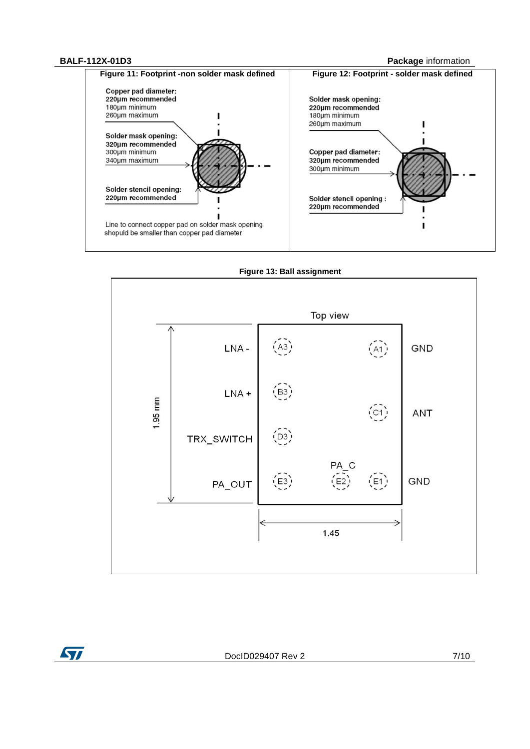**Figure 11: Footprint -non solder mask defined**

Copper pad diameter:
**220µm recommended**
180µm minimum
260µm maximum

Solder mask opening:
**320µm recommended**
300µm minimum
340µm maximum

Solder stencil opening:
**220µm recommended**

Line to connect copper pad on solder mask opening shopuld be smaller than copper pad diameter

**Figure 12: Footprint - solder mask defined**

Solder mask opening:
**220µm recommended**
180µm minimum
260µm maximum

Copper pad diameter:
**320µm recommended**
300µm minimum

Solder stencil opening :
**220µm recommended**

**Figure 13: Ball assignment**

Top view

| Ball | Signal |
| --- | --- |
| A3 | LNA - |
| A1 | GND |
| B3 | LNA + |
| C1 | ANT |
| D3 | TRX_SWITCH |
| E3 | PA_OUT |
| E2 | PA_C |
| E1 | GND |

1.95 mm

1.45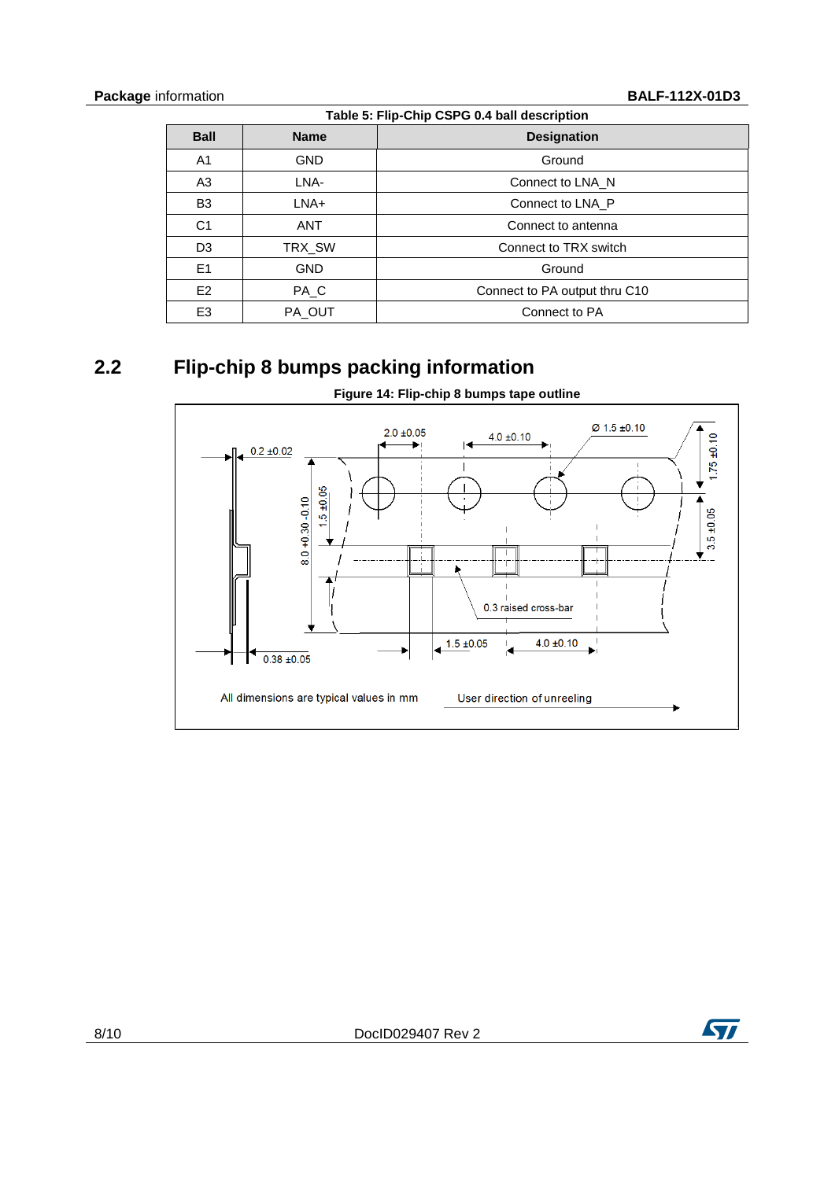Table 5: Flip-Chip CSPG 0.4 ball description

| Ball | Name | Designation |
|---|---|---|
| A1 | GND | Ground |
| A3 | LNA- | Connect to LNA_N |
| B3 | LNA+ | Connect to LNA_P |
| C1 | ANT | Connect to antenna |
| D3 | TRX_SW | Connect to TRX switch |
| E1 | GND | Ground |
| E2 | PA_C | Connect to PA output thru C10 |
| E3 | PA_OUT | Connect to PA |

## 2.2 Flip-chip 8 bumps packing information

Figure 14: Flip-chip 8 bumps tape outline

All dimensions are typical values in mm

User direction of unreeling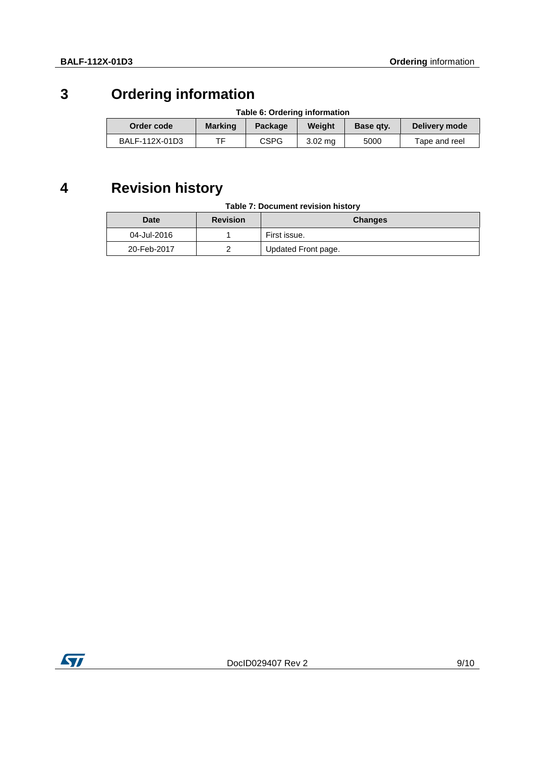# 3 Ordering information

**Table 6: Ordering information**

| Order code | Marking | Package | Weight | Base qty. | Delivery mode |
|---|---|---|---|---|---|
| BALF-112X-01D3 | TF | CSPG | 3.02 mg | 5000 | Tape and reel |

# 4 Revision history

**Table 7: Document revision history**

| Date | Revision | Changes |
|---|---|---|
| 04-Jul-2016 | 1 | First issue. |
| 20-Feb-2017 | 2 | Updated Front page. |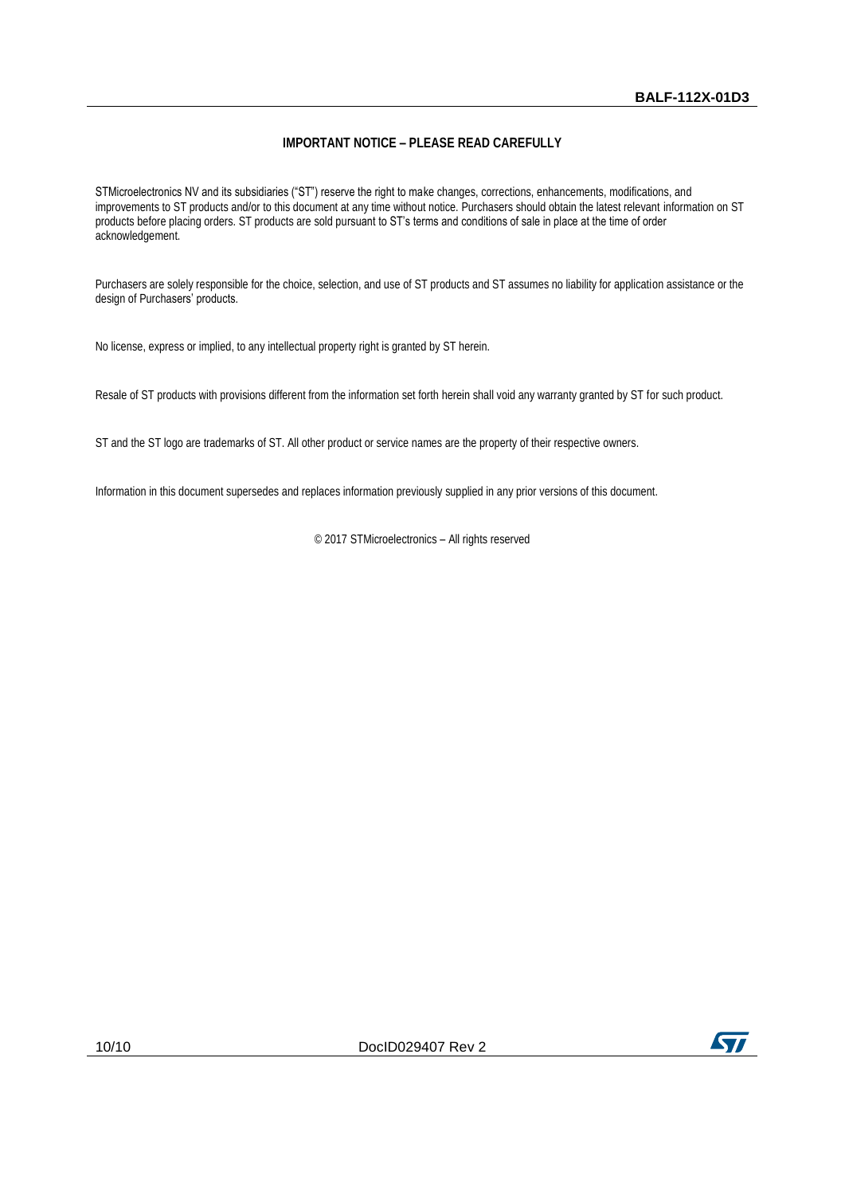**IMPORTANT NOTICE – PLEASE READ CAREFULLY**

STMicroelectronics NV and its subsidiaries ("ST") reserve the right to make changes, corrections, enhancements, modifications, and improvements to ST products and/or to this document at any time without notice. Purchasers should obtain the latest relevant information on ST products before placing orders. ST products are sold pursuant to ST's terms and conditions of sale in place at the time of order acknowledgement.

Purchasers are solely responsible for the choice, selection, and use of ST products and ST assumes no liability for application assistance or the design of Purchasers' products.

No license, express or implied, to any intellectual property right is granted by ST herein.

Resale of ST products with provisions different from the information set forth herein shall void any warranty granted by ST for such product.

ST and the ST logo are trademarks of ST. All other product or service names are the property of their respective owners.

Information in this document supersedes and replaces information previously supplied in any prior versions of this document.

© 2017 STMicroelectronics – All rights reserved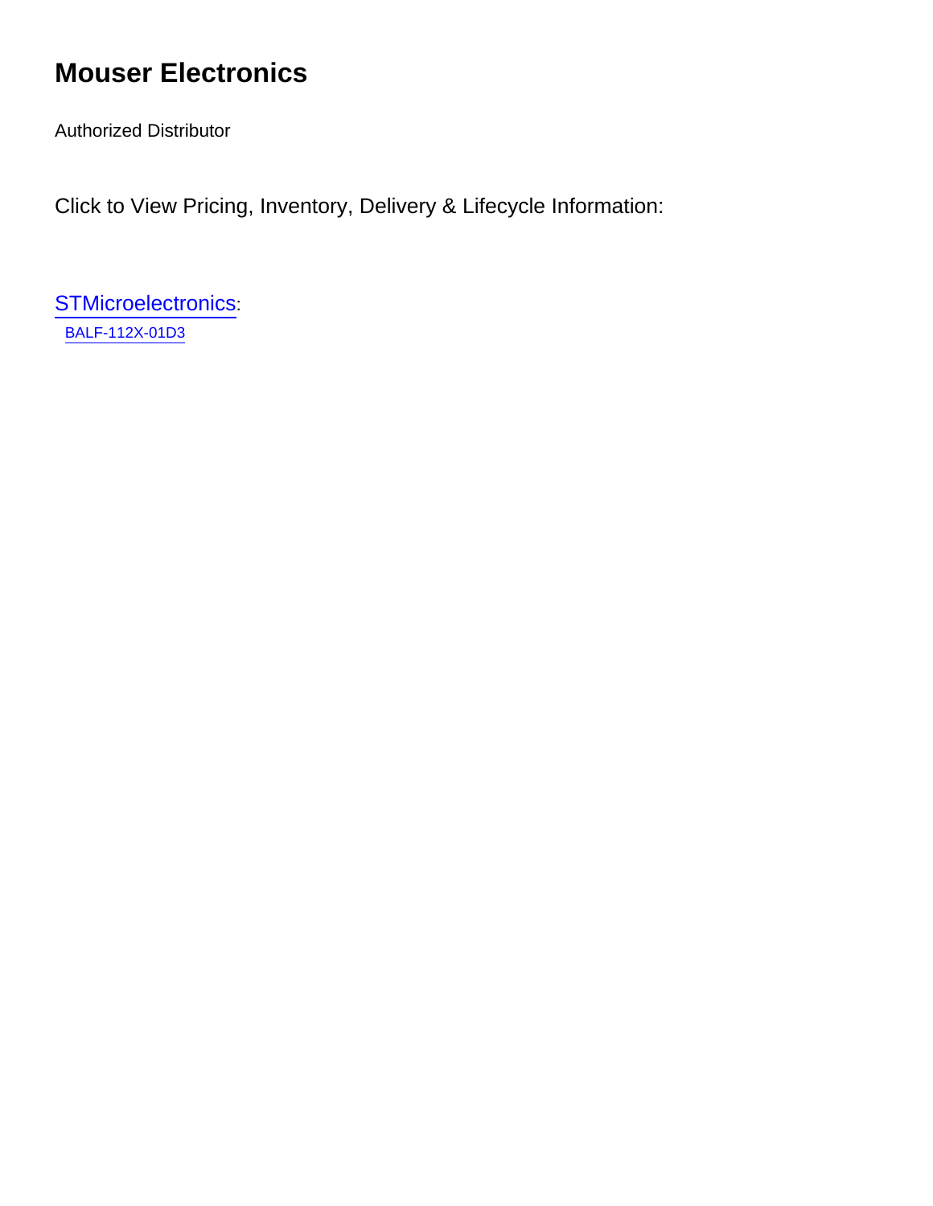# Mouser Electronics

Authorized Distributor

Click to View Pricing, Inventory, Delivery & Lifecycle Information:

STMicroelectronics:

BALF-112X-01D3